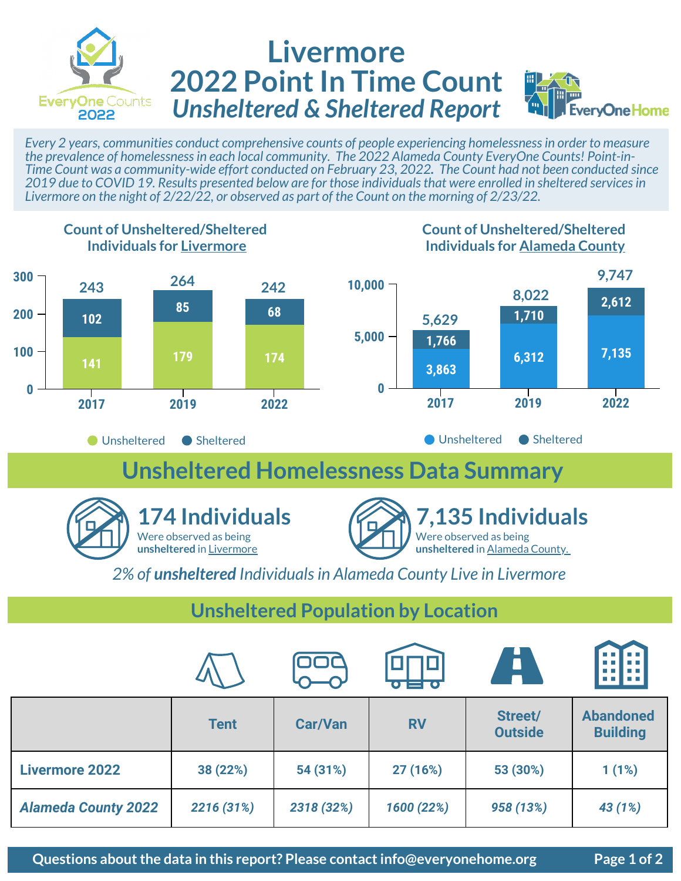# Livermore 2022 Point In Time Count

## *Unsheltered & Sheltered Report*

EveryOne Counts 2022

EveryOne Home

*Every 2 years, communities conduct comprehensive counts of people experiencing homelessness in order to measure the prevalence of homelessness in each local community. The 2022 Alameda County EveryOne Counts! Point-in-Time Count was a community-wide effort conducted on February 23, 2022. The Count had not been conducted since 2019 due to COVID 19. Results presented below are for those individuals that were enrolled in sheltered services in Livermore on the night of 2/22/22, or observed as part of the Count on the morning of 2/23/22.*

### Count of Unsheltered/Sheltered Individuals for Livermore

| Year | Unsheltered | Sheltered | Total |
|---|---|---|---|
| 2017 | 141 | 102 | 243 |
| 2019 | 179 | 85 | 264 |
| 2022 | 174 | 68 | 242 |

### Count of Unsheltered/Sheltered Individuals for Alameda County

| Year | Unsheltered | Sheltered | Total |
|---|---|---|---|
| 2017 | 3,863 | 1,766 | 5,629 |
| 2019 | 6,312 | 1,710 | 8,022 |
| 2022 | 7,135 | 2,612 | 9,747 |

## Unsheltered Homelessness Data Summary

**174 Individuals**
Were observed as being **unsheltered** in Livermore

**7,135 Individuals**
Were observed as being **unsheltered** in Alameda County.

*2% of **unsheltered** Individuals in Alameda County Live in Livermore*

## Unsheltered Population by Location

| | Tent | Car/Van | RV | Street/ Outside | Abandoned Building |
|---|---|---|---|---|---|
| **Livermore 2022** | 38 (22%) | 54 (31%) | 27 (16%) | 53 (30%) | 1 (1%) |
| ***Alameda County 2022*** | *2216 (31%)* | *2318 (32%)* | *1600 (22%)* | *958 (13%)* | *43 (1%)* |

**Questions about the data in this report? Please contact info@everyonehome.org**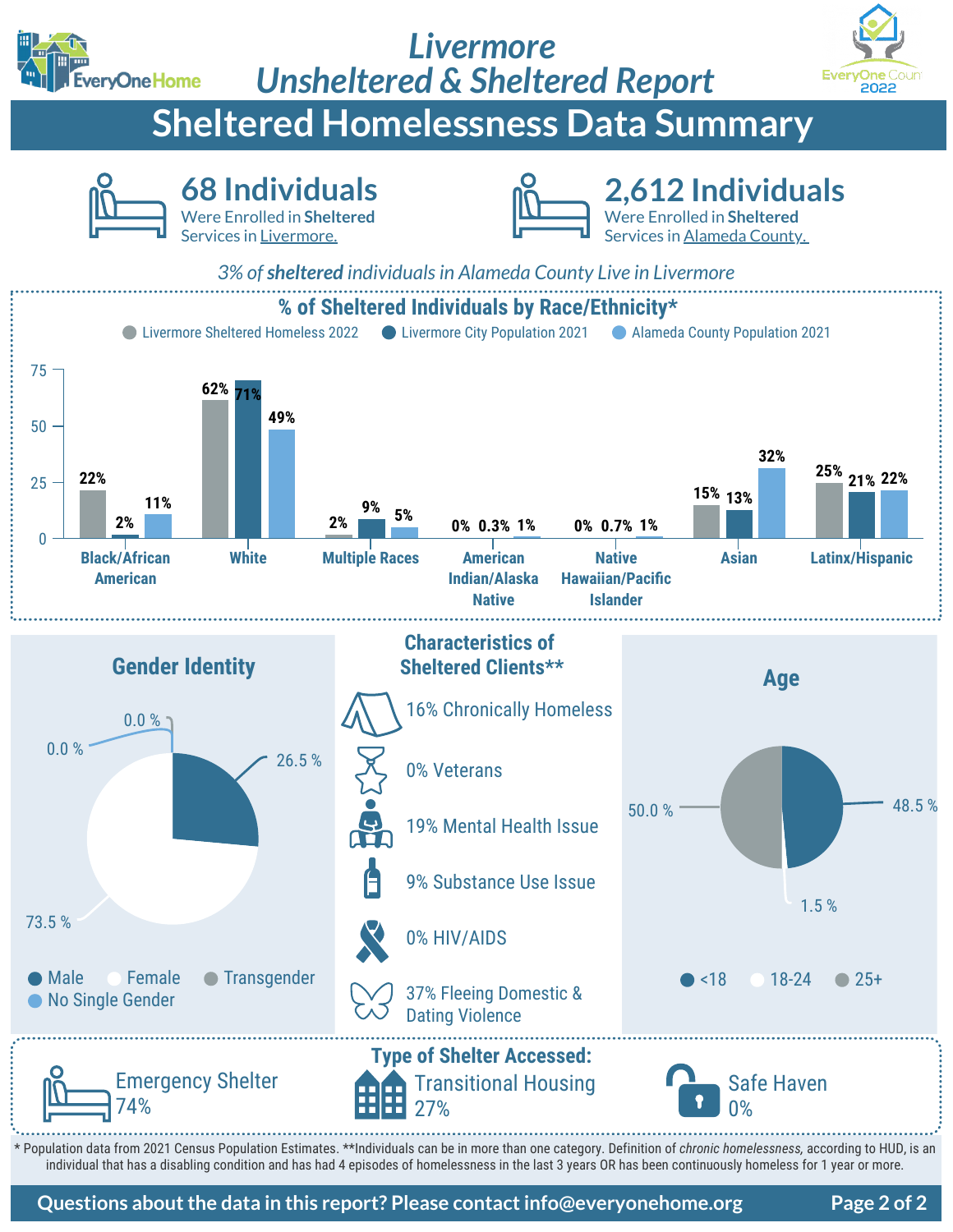# Livermore Unsheltered & Sheltered Report

EveryOneHome

EveryOne Counts 2022

## Sheltered Homelessness Data Summary

**68 Individuals**
Were Enrolled in **Sheltered** Services in Livermore.

**2,612 Individuals**
Were Enrolled in **Sheltered** Services in Alameda County.

*3% of **sheltered** individuals in Alameda County Live in Livermore*

### % of Sheltered Individuals by Race/Ethnicity*

Livermore Sheltered Homeless 2022
Livermore City Population 2021
Alameda County Population 2021

75
50
25
0

Black/African American: 22% 2% 11%
White: 62% 71% 49%
Multiple Races: 2% 9% 5%
American Indian/Alaska Native: 0% 0.3% 1%
Native Hawaiian/Pacific Islander: 0% 0.7% 1%
Asian: 15% 13% 32%
Latinx/Hispanic: 25% 21% 22%

### Gender Identity

0.0 %
0.0 %
26.5 %
73.5 %

Male
Female
Transgender
No Single Gender

### Characteristics of Sheltered Clients**

- 16% Chronically Homeless
- 0% Veterans
- 19% Mental Health Issue
- 9% Substance Use Issue
- 0% HIV/AIDS
- 37% Fleeing Domestic & Dating Violence

### Age

50.0 %
48.5 %
1.5 %

<18
18-24
25+

### Type of Shelter Accessed:

Emergency Shelter 74%

Transitional Housing 27%

Safe Haven 0%

\* Population data from 2021 Census Population Estimates. **Individuals can be in more than one category. Definition of *chronic homelessness,* according to HUD, is an individual that has a disabling condition and has had 4 episodes of homelessness in the last 3 years OR has been continuously homeless for 1 year or more.

**Questions about the data in this report? Please contact info@everyonehome.org**